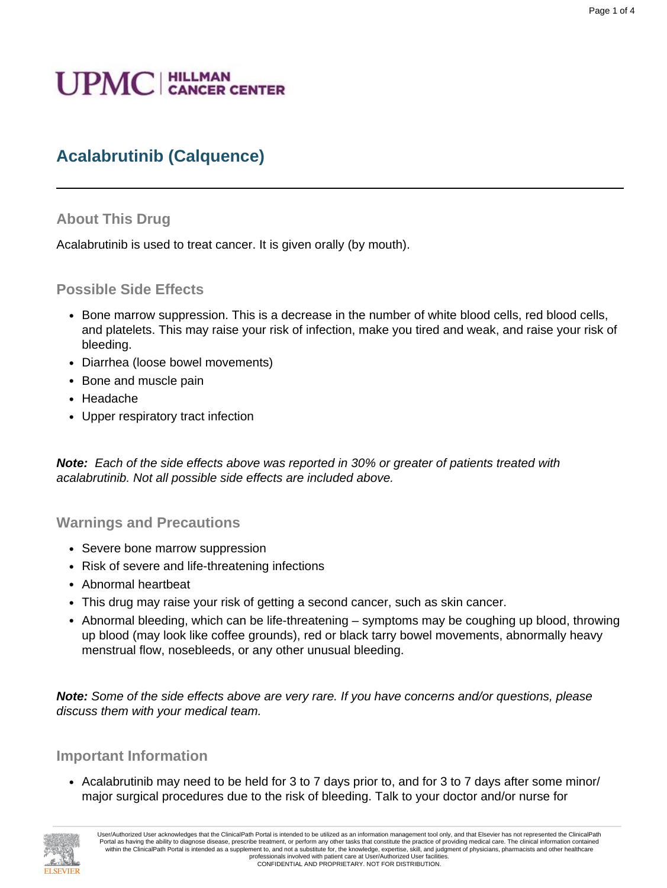UPMC | HILLMAN CANCER CENTER

# Acalabrutinib (Calquence)

## About This Drug

Acalabrutinib is used to treat cancer. It is given orally (by mouth).

## Possible Side Effects

- Bone marrow suppression. This is a decrease in the number of white blood cells, red blood cells, and platelets. This may raise your risk of infection, make you tired and weak, and raise your risk of bleeding.
- Diarrhea (loose bowel movements)
- Bone and muscle pain
- Headache
- Upper respiratory tract infection

***Note:*** *Each of the side effects above was reported in 30% or greater of patients treated with acalabrutinib. Not all possible side effects are included above.*

## Warnings and Precautions

- Severe bone marrow suppression
- Risk of severe and life-threatening infections
- Abnormal heartbeat
- This drug may raise your risk of getting a second cancer, such as skin cancer.
- Abnormal bleeding, which can be life-threatening – symptoms may be coughing up blood, throwing up blood (may look like coffee grounds), red or black tarry bowel movements, abnormally heavy menstrual flow, nosebleeds, or any other unusual bleeding.

***Note:*** *Some of the side effects above are very rare. If you have concerns and/or questions, please discuss them with your medical team.*

## Important Information

- Acalabrutinib may need to be held for 3 to 7 days prior to, and for 3 to 7 days after some minor/major surgical procedures due to the risk of bleeding. Talk to your doctor and/or nurse for

User/Authorized User acknowledges that the ClinicalPath Portal is intended to be utilized as an information management tool only, and that Elsevier has not represented the ClinicalPath Portal as having the ability to diagnose disease, prescribe treatment, or perform any other tasks that constitute the practice of providing medical care. The clinical information contained within the ClinicalPath Portal is intended as a supplement to, and not a substitute for, the knowledge, expertise, skill, and judgment of physicians, pharmacists and other healthcare professionals involved with patient care at User/Authorized User facilities.
CONFIDENTIAL AND PROPRIETARY. NOT FOR DISTRIBUTION.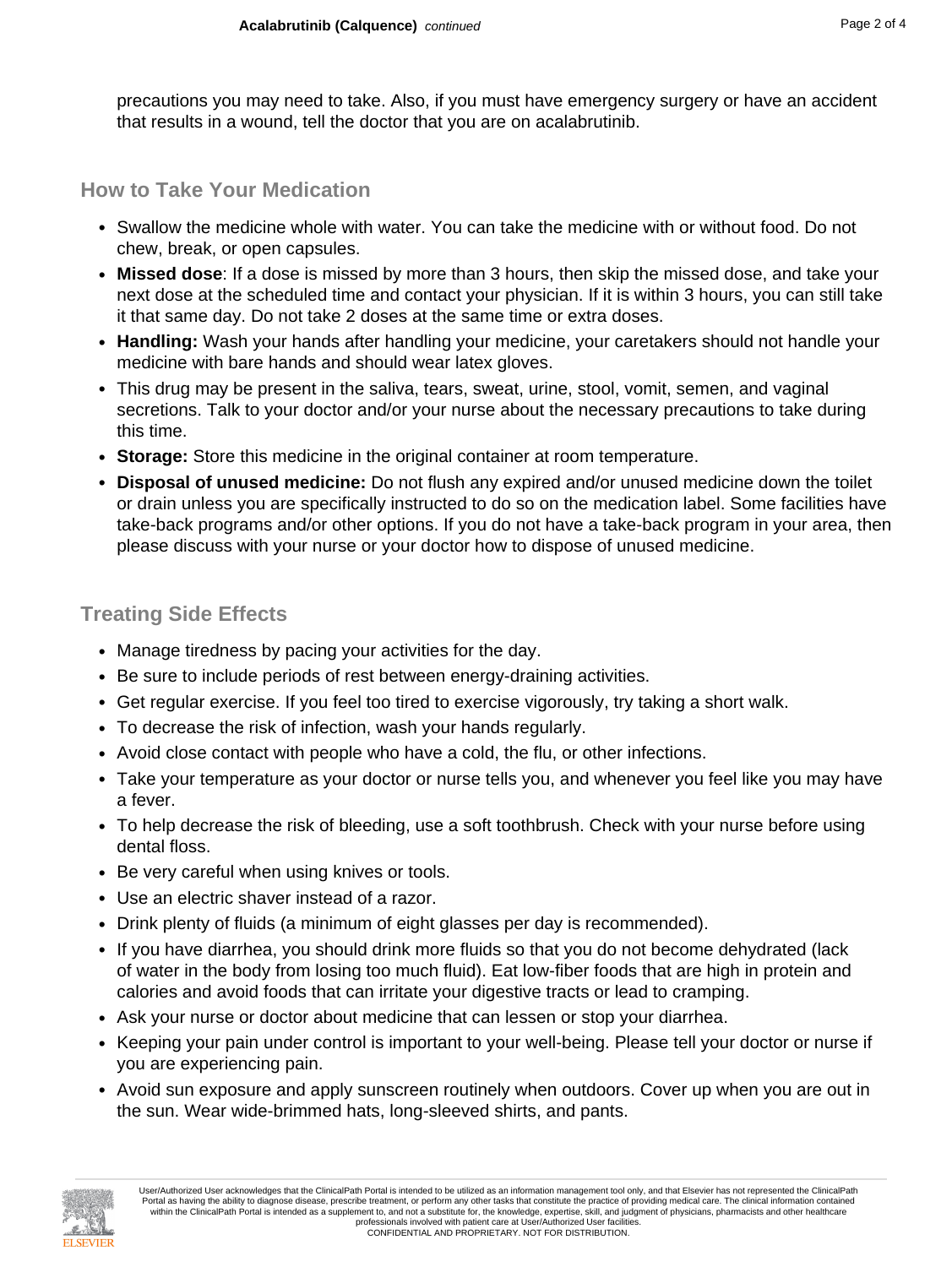precautions you may need to take. Also, if you must have emergency surgery or have an accident that results in a wound, tell the doctor that you are on acalabrutinib.

## How to Take Your Medication

- Swallow the medicine whole with water. You can take the medicine with or without food. Do not chew, break, or open capsules.
- **Missed dose**: If a dose is missed by more than 3 hours, then skip the missed dose, and take your next dose at the scheduled time and contact your physician. If it is within 3 hours, you can still take it that same day. Do not take 2 doses at the same time or extra doses.
- **Handling:** Wash your hands after handling your medicine, your caretakers should not handle your medicine with bare hands and should wear latex gloves.
- This drug may be present in the saliva, tears, sweat, urine, stool, vomit, semen, and vaginal secretions. Talk to your doctor and/or your nurse about the necessary precautions to take during this time.
- **Storage:** Store this medicine in the original container at room temperature.
- **Disposal of unused medicine:** Do not flush any expired and/or unused medicine down the toilet or drain unless you are specifically instructed to do so on the medication label. Some facilities have take-back programs and/or other options. If you do not have a take-back program in your area, then please discuss with your nurse or your doctor how to dispose of unused medicine.

## Treating Side Effects

- Manage tiredness by pacing your activities for the day.
- Be sure to include periods of rest between energy-draining activities.
- Get regular exercise. If you feel too tired to exercise vigorously, try taking a short walk.
- To decrease the risk of infection, wash your hands regularly.
- Avoid close contact with people who have a cold, the flu, or other infections.
- Take your temperature as your doctor or nurse tells you, and whenever you feel like you may have a fever.
- To help decrease the risk of bleeding, use a soft toothbrush. Check with your nurse before using dental floss.
- Be very careful when using knives or tools.
- Use an electric shaver instead of a razor.
- Drink plenty of fluids (a minimum of eight glasses per day is recommended).
- If you have diarrhea, you should drink more fluids so that you do not become dehydrated (lack of water in the body from losing too much fluid). Eat low-fiber foods that are high in protein and calories and avoid foods that can irritate your digestive tracts or lead to cramping.
- Ask your nurse or doctor about medicine that can lessen or stop your diarrhea.
- Keeping your pain under control is important to your well-being. Please tell your doctor or nurse if you are experiencing pain.
- Avoid sun exposure and apply sunscreen routinely when outdoors. Cover up when you are out in the sun. Wear wide-brimmed hats, long-sleeved shirts, and pants.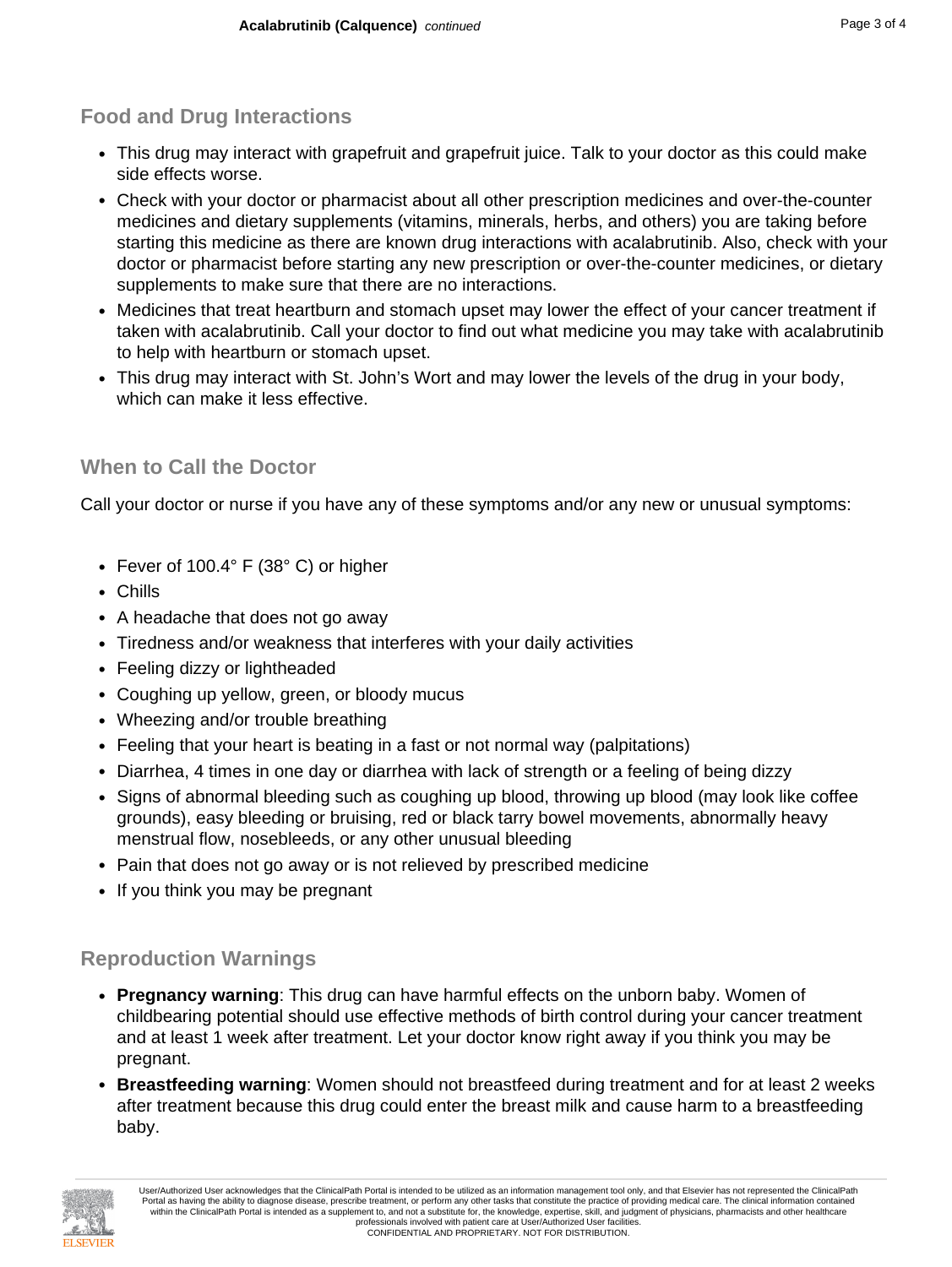## Food and Drug Interactions

- This drug may interact with grapefruit and grapefruit juice. Talk to your doctor as this could make side effects worse.
- Check with your doctor or pharmacist about all other prescription medicines and over-the-counter medicines and dietary supplements (vitamins, minerals, herbs, and others) you are taking before starting this medicine as there are known drug interactions with acalabrutinib. Also, check with your doctor or pharmacist before starting any new prescription or over-the-counter medicines, or dietary supplements to make sure that there are no interactions.
- Medicines that treat heartburn and stomach upset may lower the effect of your cancer treatment if taken with acalabrutinib. Call your doctor to find out what medicine you may take with acalabrutinib to help with heartburn or stomach upset.
- This drug may interact with St. John's Wort and may lower the levels of the drug in your body, which can make it less effective.

## When to Call the Doctor

Call your doctor or nurse if you have any of these symptoms and/or any new or unusual symptoms:

- Fever of 100.4° F (38° C) or higher
- Chills
- A headache that does not go away
- Tiredness and/or weakness that interferes with your daily activities
- Feeling dizzy or lightheaded
- Coughing up yellow, green, or bloody mucus
- Wheezing and/or trouble breathing
- Feeling that your heart is beating in a fast or not normal way (palpitations)
- Diarrhea, 4 times in one day or diarrhea with lack of strength or a feeling of being dizzy
- Signs of abnormal bleeding such as coughing up blood, throwing up blood (may look like coffee grounds), easy bleeding or bruising, red or black tarry bowel movements, abnormally heavy menstrual flow, nosebleeds, or any other unusual bleeding
- Pain that does not go away or is not relieved by prescribed medicine
- If you think you may be pregnant

## Reproduction Warnings

- **Pregnancy warning**: This drug can have harmful effects on the unborn baby. Women of childbearing potential should use effective methods of birth control during your cancer treatment and at least 1 week after treatment. Let your doctor know right away if you think you may be pregnant.
- **Breastfeeding warning**: Women should not breastfeed during treatment and for at least 2 weeks after treatment because this drug could enter the breast milk and cause harm to a breastfeeding baby.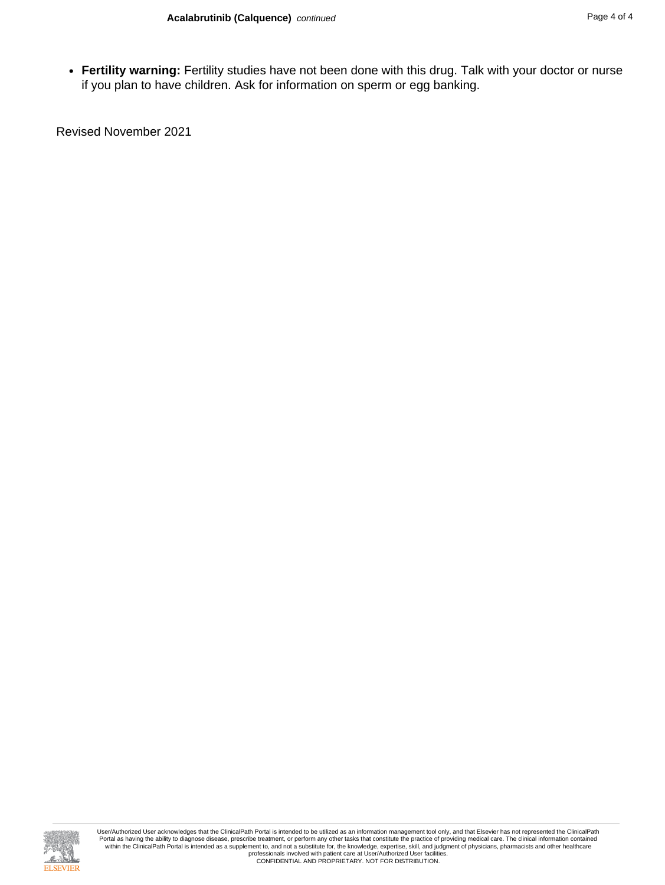- **Fertility warning:** Fertility studies have not been done with this drug. Talk with your doctor or nurse if you plan to have children. Ask for information on sperm or egg banking.

Revised November 2021

User/Authorized User acknowledges that the ClinicalPath Portal is intended to be utilized as an information management tool only, and that Elsevier has not represented the ClinicalPath Portal as having the ability to diagnose disease, prescribe treatment, or perform any other tasks that constitute the practice of providing medical care. The clinical information contained within the ClinicalPath Portal is intended as a supplement to, and not a substitute for, the knowledge, expertise, skill, and judgment of physicians, pharmacists and other healthcare professionals involved with patient care at User/Authorized User facilities.
CONFIDENTIAL AND PROPRIETARY. NOT FOR DISTRIBUTION.